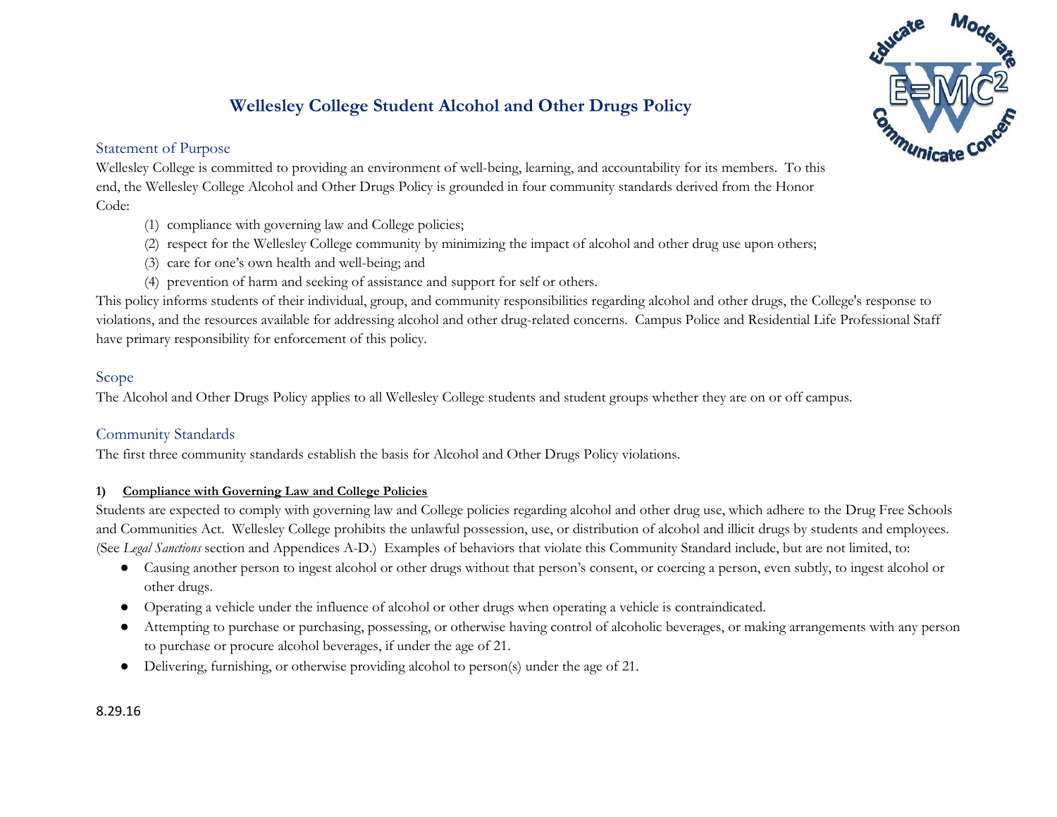# Wellesley College Student Alcohol and Other Drugs Policy

## Statement of Purpose

Wellesley College is committed to providing an environment of well-being, learning, and accountability for its members. To this end, the Wellesley College Alcohol and Other Drugs Policy is grounded in four community standards derived from the Honor Code:

(1) compliance with governing law and College policies;
(2) respect for the Wellesley College community by minimizing the impact of alcohol and other drug use upon others;
(3) care for one's own health and well-being; and
(4) prevention of harm and seeking of assistance and support for self or others.

This policy informs students of their individual, group, and community responsibilities regarding alcohol and other drugs, the College's response to violations, and the resources available for addressing alcohol and other drug-related concerns. Campus Police and Residential Life Professional Staff have primary responsibility for enforcement of this policy.

## Scope

The Alcohol and Other Drugs Policy applies to all Wellesley College students and student groups whether they are on or off campus.

## Community Standards

The first three community standards establish the basis for Alcohol and Other Drugs Policy violations.

### 1) <u>Compliance with Governing Law and College Policies</u>

Students are expected to comply with governing law and College policies regarding alcohol and other drug use, which adhere to the Drug Free Schools and Communities Act. Wellesley College prohibits the unlawful possession, use, or distribution of alcohol and illicit drugs by students and employees. (See *Legal Sanctions* section and Appendices A-D.) Examples of behaviors that violate this Community Standard include, but are not limited, to:

- Causing another person to ingest alcohol or other drugs without that person's consent, or coercing a person, even subtly, to ingest alcohol or other drugs.
- Operating a vehicle under the influence of alcohol or other drugs when operating a vehicle is contraindicated.
- Attempting to purchase or purchasing, possessing, or otherwise having control of alcoholic beverages, or making arrangements with any person to purchase or procure alcohol beverages, if under the age of 21.
- Delivering, furnishing, or otherwise providing alcohol to person(s) under the age of 21.

8.29.16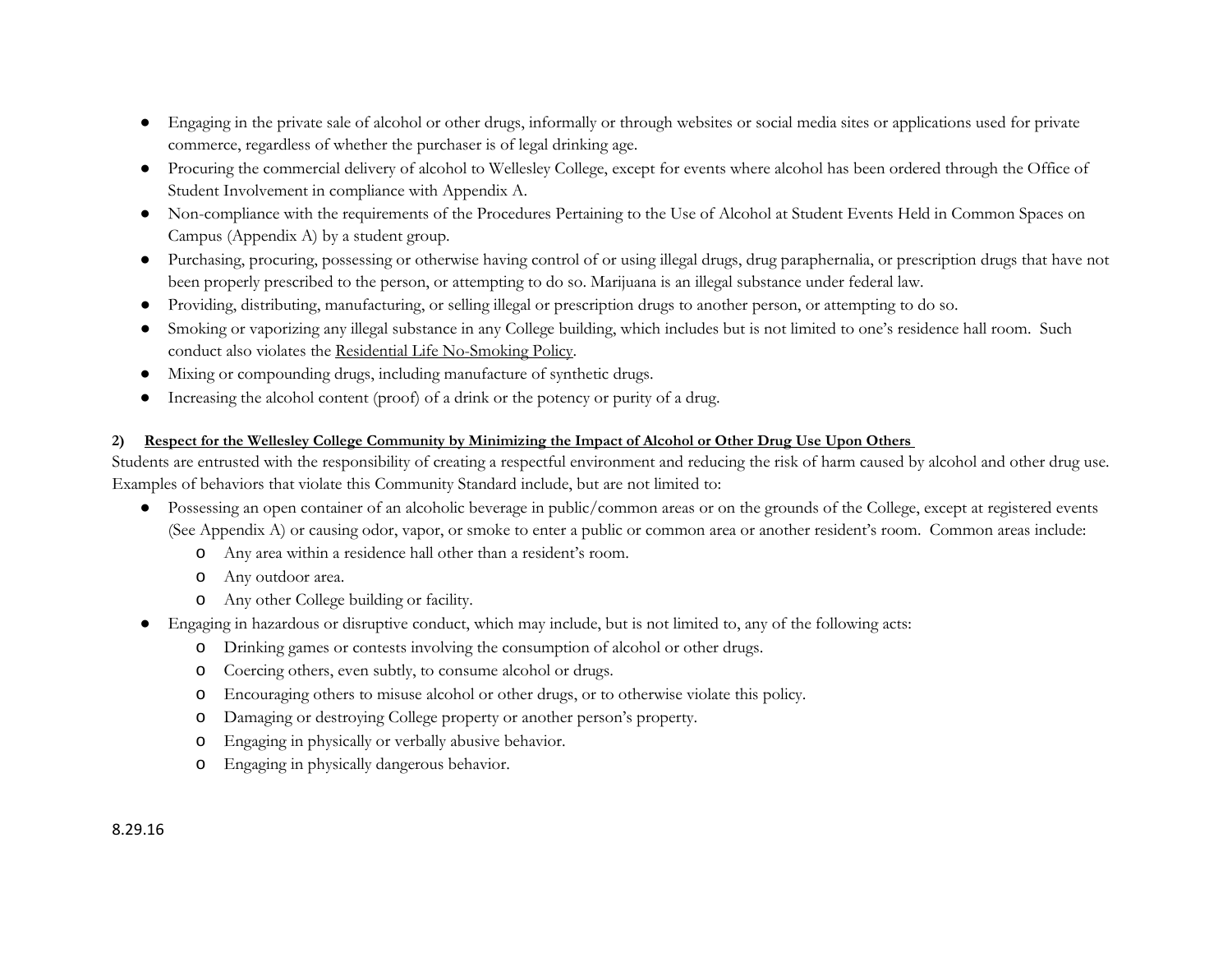- Engaging in the private sale of alcohol or other drugs, informally or through websites or social media sites or applications used for private commerce, regardless of whether the purchaser is of legal drinking age.
- Procuring the commercial delivery of alcohol to Wellesley College, except for events where alcohol has been ordered through the Office of Student Involvement in compliance with Appendix A.
- Non-compliance with the requirements of the Procedures Pertaining to the Use of Alcohol at Student Events Held in Common Spaces on Campus (Appendix A) by a student group.
- Purchasing, procuring, possessing or otherwise having control of or using illegal drugs, drug paraphernalia, or prescription drugs that have not been properly prescribed to the person, or attempting to do so. Marijuana is an illegal substance under federal law.
- Providing, distributing, manufacturing, or selling illegal or prescription drugs to another person, or attempting to do so.
- Smoking or vaporizing any illegal substance in any College building, which includes but is not limited to one's residence hall room. Such conduct also violates the Residential Life No-Smoking Policy.
- Mixing or compounding drugs, including manufacture of synthetic drugs.
- Increasing the alcohol content (proof) of a drink or the potency or purity of a drug.

**2) Respect for the Wellesley College Community by Minimizing the Impact of Alcohol or Other Drug Use Upon Others**

Students are entrusted with the responsibility of creating a respectful environment and reducing the risk of harm caused by alcohol and other drug use. Examples of behaviors that violate this Community Standard include, but are not limited to:

- Possessing an open container of an alcoholic beverage in public/common areas or on the grounds of the College, except at registered events (See Appendix A) or causing odor, vapor, or smoke to enter a public or common area or another resident's room. Common areas include:
  - Any area within a residence hall other than a resident's room.
  - Any outdoor area.
  - Any other College building or facility.
- Engaging in hazardous or disruptive conduct, which may include, but is not limited to, any of the following acts:
  - Drinking games or contests involving the consumption of alcohol or other drugs.
  - Coercing others, even subtly, to consume alcohol or drugs.
  - Encouraging others to misuse alcohol or other drugs, or to otherwise violate this policy.
  - Damaging or destroying College property or another person's property.
  - Engaging in physically or verbally abusive behavior.
  - Engaging in physically dangerous behavior.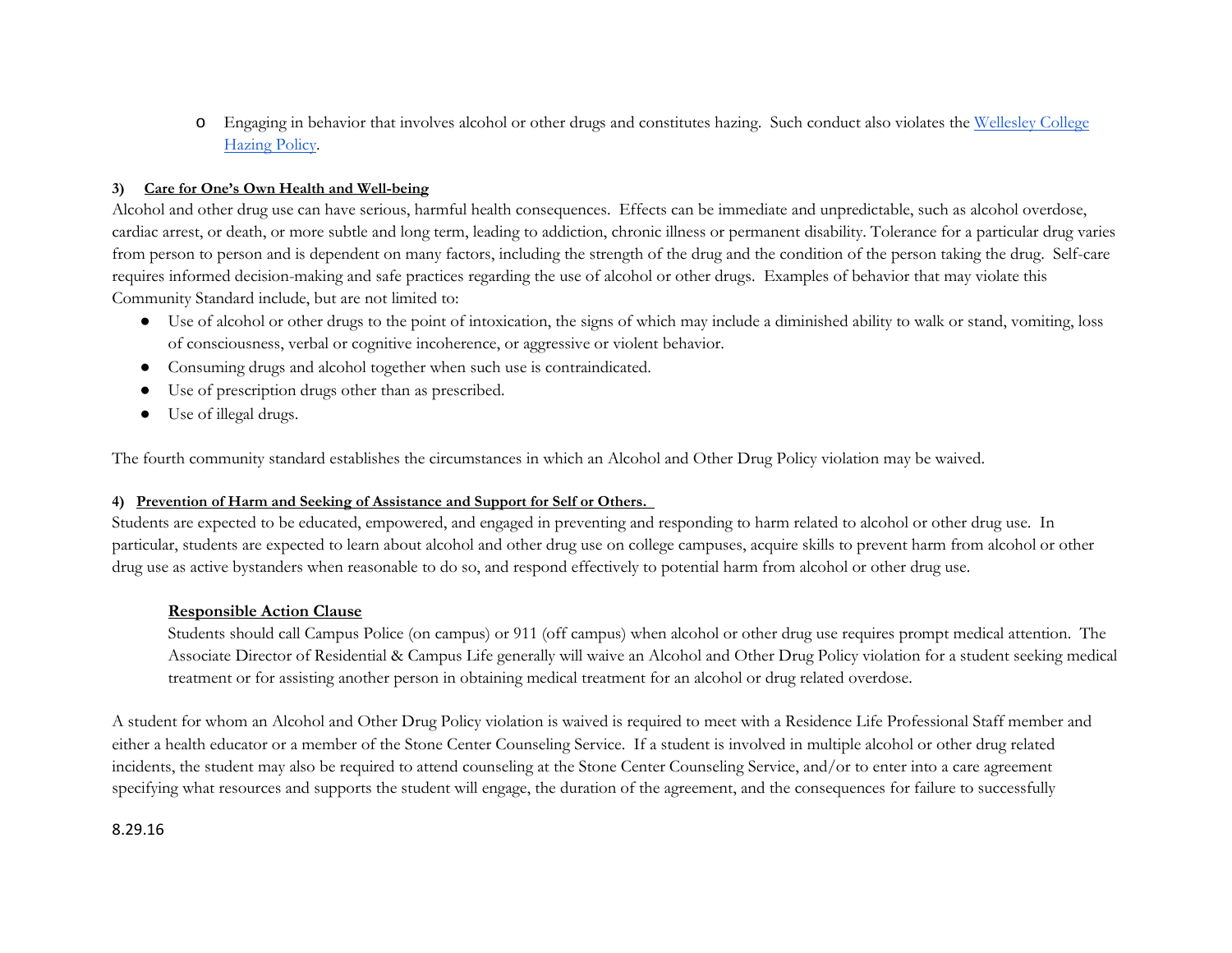- Engaging in behavior that involves alcohol or other drugs and constitutes hazing. Such conduct also violates the [Wellesley College Hazing Policy](https://www.wellesley.edu/).

**3) Care for One's Own Health and Well-being**

Alcohol and other drug use can have serious, harmful health consequences. Effects can be immediate and unpredictable, such as alcohol overdose, cardiac arrest, or death, or more subtle and long term, leading to addiction, chronic illness or permanent disability. Tolerance for a particular drug varies from person to person and is dependent on many factors, including the strength of the drug and the condition of the person taking the drug. Self-care requires informed decision-making and safe practices regarding the use of alcohol or other drugs. Examples of behavior that may violate this Community Standard include, but are not limited to:

- Use of alcohol or other drugs to the point of intoxication, the signs of which may include a diminished ability to walk or stand, vomiting, loss of consciousness, verbal or cognitive incoherence, or aggressive or violent behavior.
- Consuming drugs and alcohol together when such use is contraindicated.
- Use of prescription drugs other than as prescribed.
- Use of illegal drugs.

The fourth community standard establishes the circumstances in which an Alcohol and Other Drug Policy violation may be waived.

**4) Prevention of Harm and Seeking of Assistance and Support for Self or Others.**

Students are expected to be educated, empowered, and engaged in preventing and responding to harm related to alcohol or other drug use. In particular, students are expected to learn about alcohol and other drug use on college campuses, acquire skills to prevent harm from alcohol or other drug use as active bystanders when reasonable to do so, and respond effectively to potential harm from alcohol or other drug use.

**Responsible Action Clause**

Students should call Campus Police (on campus) or 911 (off campus) when alcohol or other drug use requires prompt medical attention. The Associate Director of Residential & Campus Life generally will waive an Alcohol and Other Drug Policy violation for a student seeking medical treatment or for assisting another person in obtaining medical treatment for an alcohol or drug related overdose.

A student for whom an Alcohol and Other Drug Policy violation is waived is required to meet with a Residence Life Professional Staff member and either a health educator or a member of the Stone Center Counseling Service. If a student is involved in multiple alcohol or other drug related incidents, the student may also be required to attend counseling at the Stone Center Counseling Service, and/or to enter into a care agreement specifying what resources and supports the student will engage, the duration of the agreement, and the consequences for failure to successfully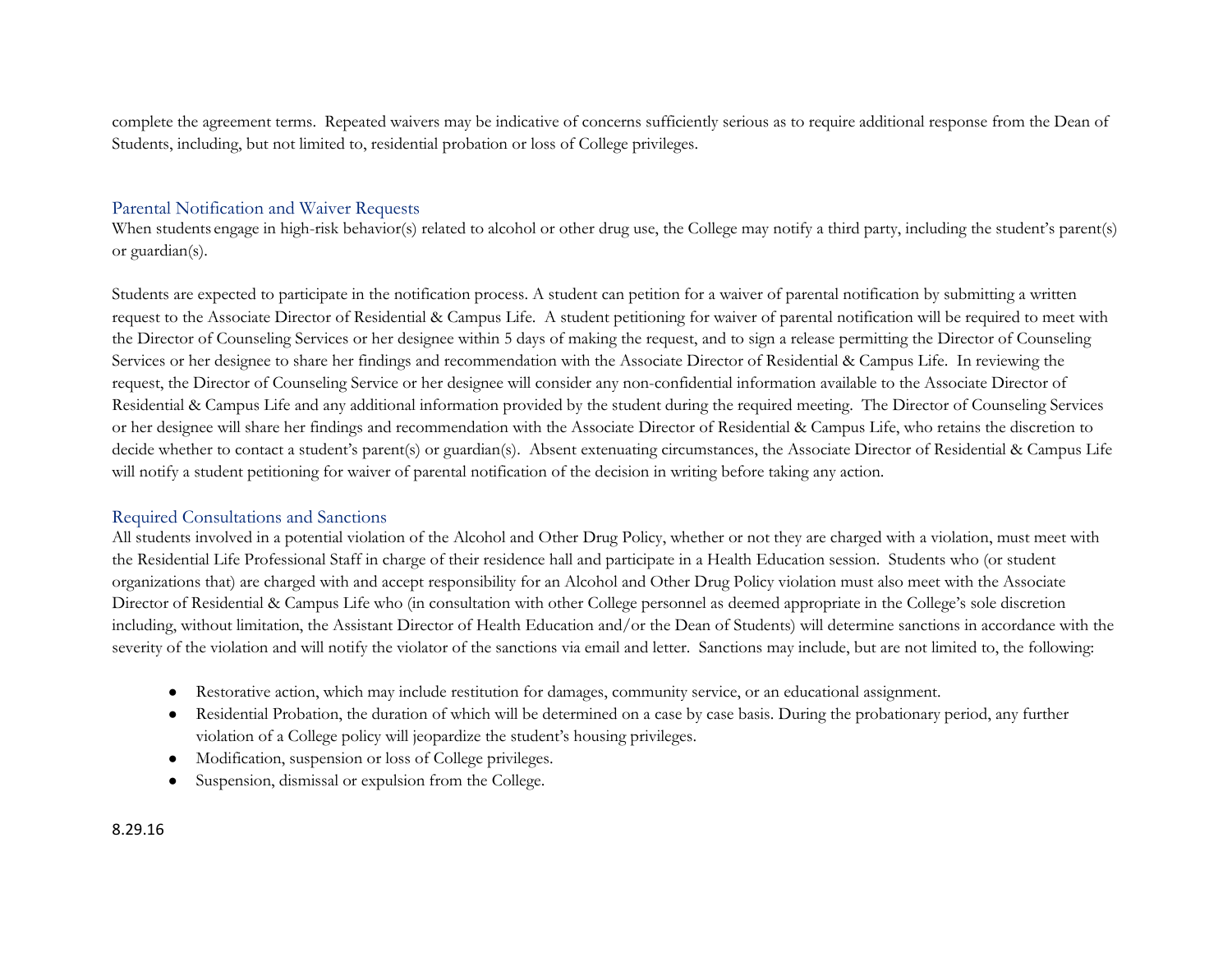complete the agreement terms. Repeated waivers may be indicative of concerns sufficiently serious as to require additional response from the Dean of Students, including, but not limited to, residential probation or loss of College privileges.

## Parental Notification and Waiver Requests

When students engage in high-risk behavior(s) related to alcohol or other drug use, the College may notify a third party, including the student's parent(s) or guardian(s).

Students are expected to participate in the notification process. A student can petition for a waiver of parental notification by submitting a written request to the Associate Director of Residential & Campus Life. A student petitioning for waiver of parental notification will be required to meet with the Director of Counseling Services or her designee within 5 days of making the request, and to sign a release permitting the Director of Counseling Services or her designee to share her findings and recommendation with the Associate Director of Residential & Campus Life. In reviewing the request, the Director of Counseling Service or her designee will consider any non-confidential information available to the Associate Director of Residential & Campus Life and any additional information provided by the student during the required meeting. The Director of Counseling Services or her designee will share her findings and recommendation with the Associate Director of Residential & Campus Life, who retains the discretion to decide whether to contact a student's parent(s) or guardian(s). Absent extenuating circumstances, the Associate Director of Residential & Campus Life will notify a student petitioning for waiver of parental notification of the decision in writing before taking any action.

## Required Consultations and Sanctions

All students involved in a potential violation of the Alcohol and Other Drug Policy, whether or not they are charged with a violation, must meet with the Residential Life Professional Staff in charge of their residence hall and participate in a Health Education session. Students who (or student organizations that) are charged with and accept responsibility for an Alcohol and Other Drug Policy violation must also meet with the Associate Director of Residential & Campus Life who (in consultation with other College personnel as deemed appropriate in the College's sole discretion including, without limitation, the Assistant Director of Health Education and/or the Dean of Students) will determine sanctions in accordance with the severity of the violation and will notify the violator of the sanctions via email and letter. Sanctions may include, but are not limited to, the following:

- Restorative action, which may include restitution for damages, community service, or an educational assignment.
- Residential Probation, the duration of which will be determined on a case by case basis. During the probationary period, any further violation of a College policy will jeopardize the student's housing privileges.
- Modification, suspension or loss of College privileges.
- Suspension, dismissal or expulsion from the College.

8.29.16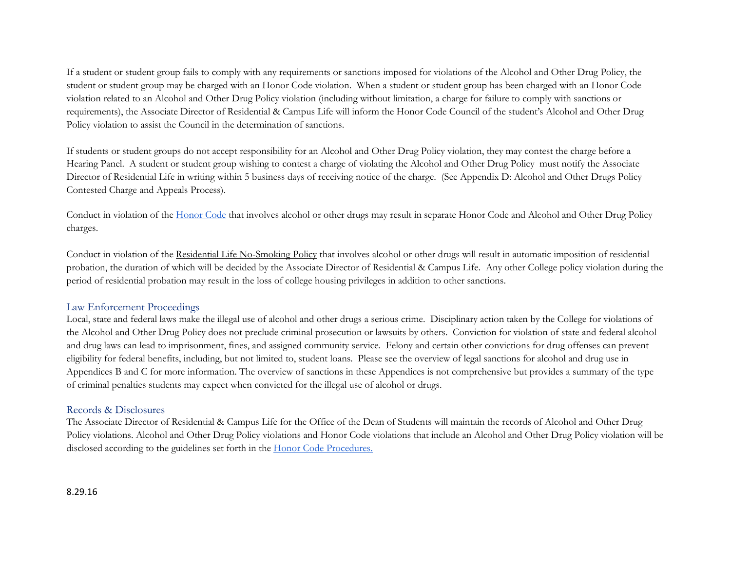If a student or student group fails to comply with any requirements or sanctions imposed for violations of the Alcohol and Other Drug Policy, the student or student group may be charged with an Honor Code violation. When a student or student group has been charged with an Honor Code violation related to an Alcohol and Other Drug Policy violation (including without limitation, a charge for failure to comply with sanctions or requirements), the Associate Director of Residential & Campus Life will inform the Honor Code Council of the student's Alcohol and Other Drug Policy violation to assist the Council in the determination of sanctions.

If students or student groups do not accept responsibility for an Alcohol and Other Drug Policy violation, they may contest the charge before a Hearing Panel. A student or student group wishing to contest a charge of violating the Alcohol and Other Drug Policy must notify the Associate Director of Residential Life in writing within 5 business days of receiving notice of the charge. (See Appendix D: Alcohol and Other Drugs Policy Contested Charge and Appeals Process).

Conduct in violation of the Honor Code that involves alcohol or other drugs may result in separate Honor Code and Alcohol and Other Drug Policy charges.

Conduct in violation of the Residential Life No-Smoking Policy that involves alcohol or other drugs will result in automatic imposition of residential probation, the duration of which will be decided by the Associate Director of Residential & Campus Life. Any other College policy violation during the period of residential probation may result in the loss of college housing privileges in addition to other sanctions.

## Law Enforcement Proceedings

Local, state and federal laws make the illegal use of alcohol and other drugs a serious crime. Disciplinary action taken by the College for violations of the Alcohol and Other Drug Policy does not preclude criminal prosecution or lawsuits by others. Conviction for violation of state and federal alcohol and drug laws can lead to imprisonment, fines, and assigned community service. Felony and certain other convictions for drug offenses can prevent eligibility for federal benefits, including, but not limited to, student loans. Please see the overview of legal sanctions for alcohol and drug use in Appendices B and C for more information. The overview of sanctions in these Appendices is not comprehensive but provides a summary of the type of criminal penalties students may expect when convicted for the illegal use of alcohol or drugs.

## Records & Disclosures

The Associate Director of Residential & Campus Life for the Office of the Dean of Students will maintain the records of Alcohol and Other Drug Policy violations. Alcohol and Other Drug Policy violations and Honor Code violations that include an Alcohol and Other Drug Policy violation will be disclosed according to the guidelines set forth in the Honor Code Procedures.

8.29.16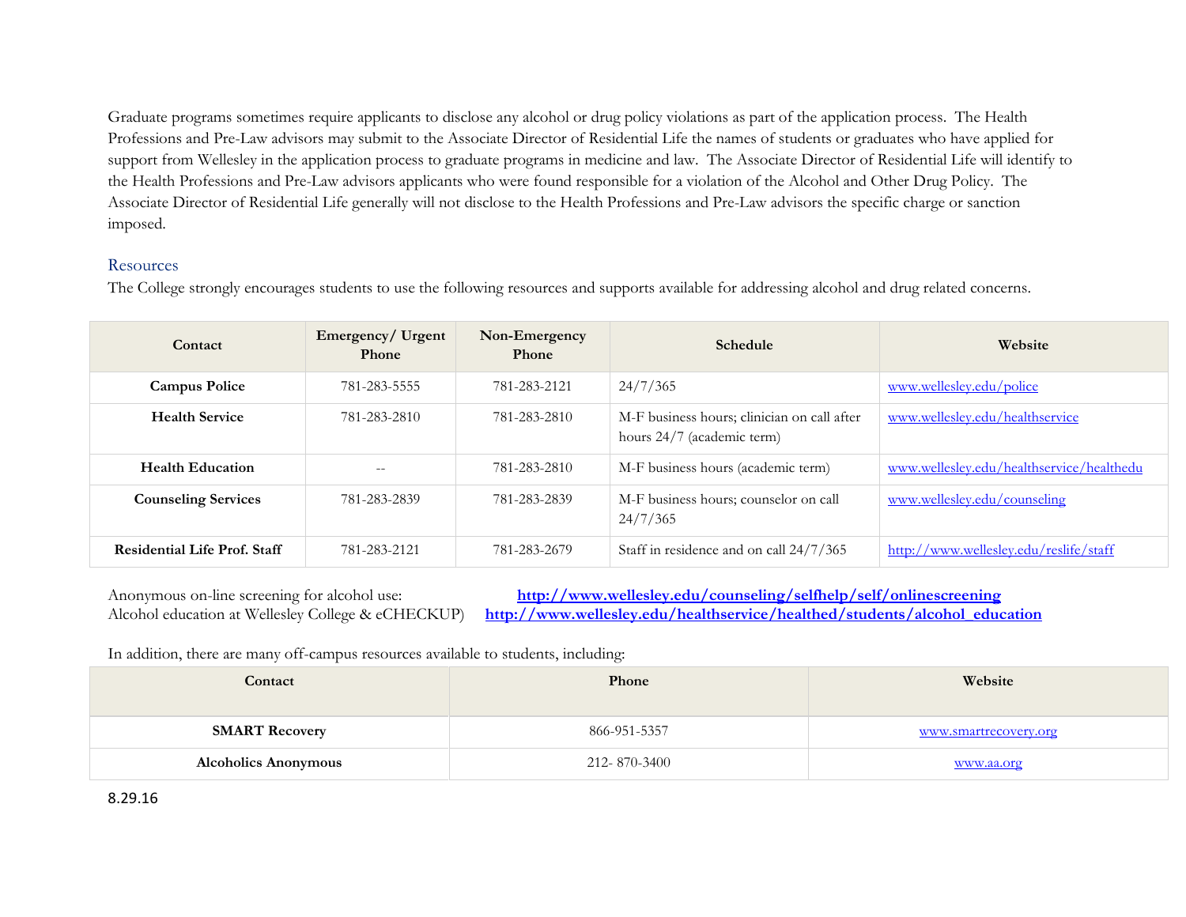Graduate programs sometimes require applicants to disclose any alcohol or drug policy violations as part of the application process. The Health Professions and Pre-Law advisors may submit to the Associate Director of Residential Life the names of students or graduates who have applied for support from Wellesley in the application process to graduate programs in medicine and law. The Associate Director of Residential Life will identify to the Health Professions and Pre-Law advisors applicants who were found responsible for a violation of the Alcohol and Other Drug Policy. The Associate Director of Residential Life generally will not disclose to the Health Professions and Pre-Law advisors the specific charge or sanction imposed.

## Resources

The College strongly encourages students to use the following resources and supports available for addressing alcohol and drug related concerns.

| Contact | Emergency/ Urgent Phone | Non-Emergency Phone | Schedule | Website |
|---|---|---|---|---|
| **Campus Police** | 781-283-5555 | 781-283-2121 | 24/7/365 | www.wellesley.edu/police |
| **Health Service** | 781-283-2810 | 781-283-2810 | M-F business hours; clinician on call after hours 24/7 (academic term) | www.wellesley.edu/healthservice |
| **Health Education** | -- | 781-283-2810 | M-F business hours (academic term) | www.wellesley.edu/healthservice/healthedu |
| **Counseling Services** | 781-283-2839 | 781-283-2839 | M-F business hours; counselor on call 24/7/365 | www.wellesley.edu/counseling |
| **Residential Life Prof. Staff** | 781-283-2121 | 781-283-2679 | Staff in residence and on call 24/7/365 | http://www.wellesley.edu/reslife/staff |

Anonymous on-line screening for alcohol use: **http://www.wellesley.edu/counseling/selfhelp/self/onlinescreening**
Alcohol education at Wellesley College & eCHECKUP) **http://www.wellesley.edu/healthservice/healthed/students/alcohol_education**

In addition, there are many off-campus resources available to students, including:

| Contact | Phone | Website |
|---|---|---|
| **SMART Recovery** | 866-951-5357 | www.smartrecovery.org |
| **Alcoholics Anonymous** | 212- 870-3400 | www.aa.org |

8.29.16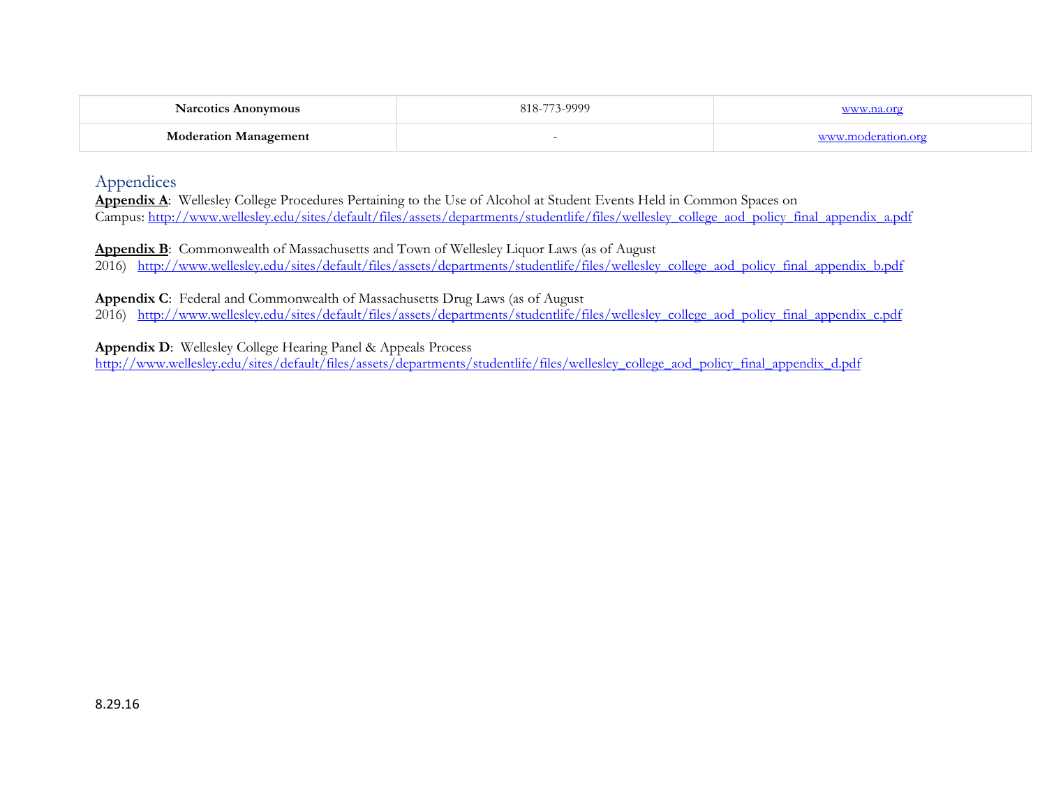| | | |
|---|---|---|
| **Narcotics Anonymous** | 818-773-9999 | www.na.org |
| **Moderation Management** | - | www.moderation.org |

## Appendices

**Appendix A**: Wellesley College Procedures Pertaining to the Use of Alcohol at Student Events Held in Common Spaces on Campus: http://www.wellesley.edu/sites/default/files/assets/departments/studentlife/files/wellesley_college_aod_policy_final_appendix_a.pdf

**Appendix B**: Commonwealth of Massachusetts and Town of Wellesley Liquor Laws (as of August 2016) http://www.wellesley.edu/sites/default/files/assets/departments/studentlife/files/wellesley_college_aod_policy_final_appendix_b.pdf

**Appendix C**: Federal and Commonwealth of Massachusetts Drug Laws (as of August 2016) http://www.wellesley.edu/sites/default/files/assets/departments/studentlife/files/wellesley_college_aod_policy_final_appendix_c.pdf

**Appendix D**: Wellesley College Hearing Panel & Appeals Process http://www.wellesley.edu/sites/default/files/assets/departments/studentlife/files/wellesley_college_aod_policy_final_appendix_d.pdf

8.29.16